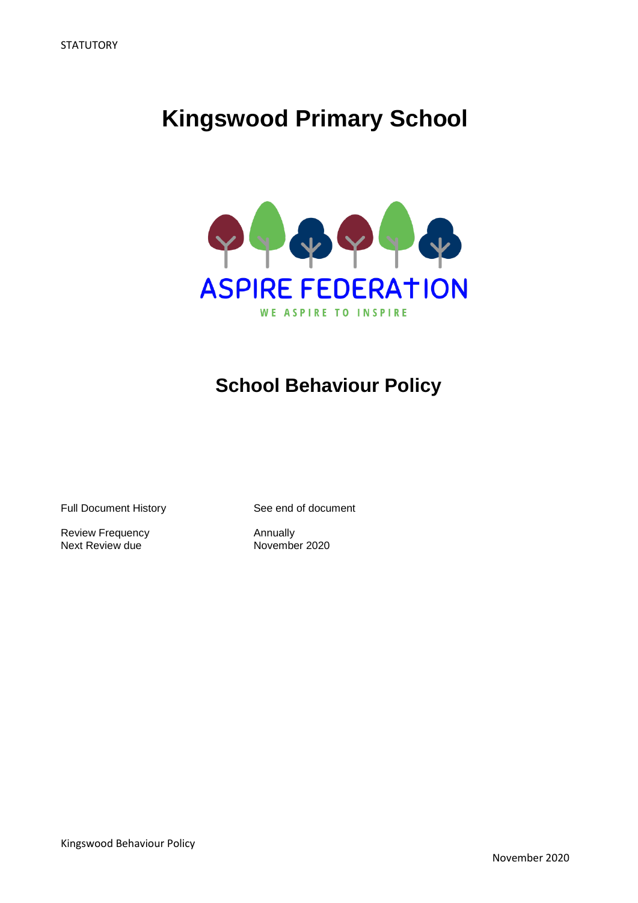STATUTORY

# Kingswood Primary School

ASPIRE FEDERATION

WE ASPIRE TO INSPIRE

## School Behaviour Policy

| | |
|---|---|
| Full Document History | See end of document |
| Review Frequency | Annually |
| Next Review due | November 2020 |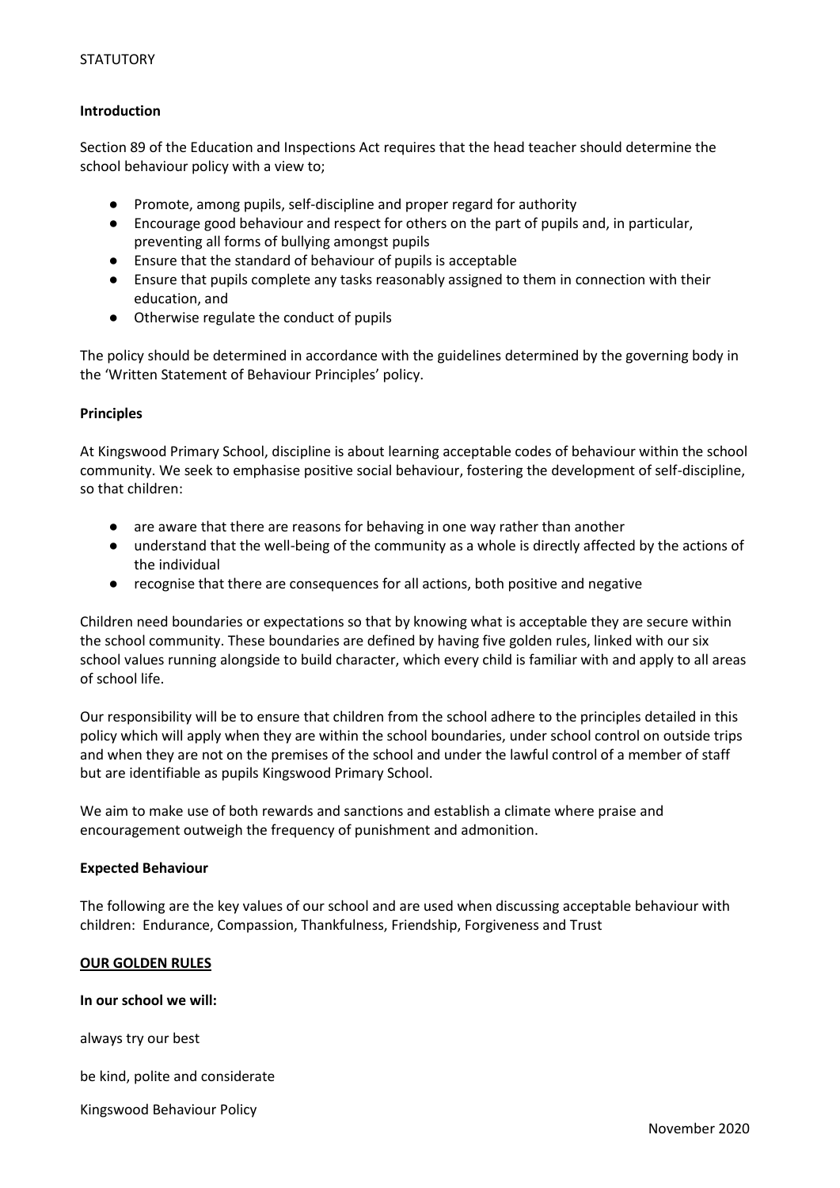STATUTORY

**Introduction**

Section 89 of the Education and Inspections Act requires that the head teacher should determine the school behaviour policy with a view to;

- Promote, among pupils, self-discipline and proper regard for authority
- Encourage good behaviour and respect for others on the part of pupils and, in particular, preventing all forms of bullying amongst pupils
- Ensure that the standard of behaviour of pupils is acceptable
- Ensure that pupils complete any tasks reasonably assigned to them in connection with their education, and
- Otherwise regulate the conduct of pupils

The policy should be determined in accordance with the guidelines determined by the governing body in the 'Written Statement of Behaviour Principles' policy.

**Principles**

At Kingswood Primary School, discipline is about learning acceptable codes of behaviour within the school community. We seek to emphasise positive social behaviour, fostering the development of self-discipline, so that children:

- are aware that there are reasons for behaving in one way rather than another
- understand that the well-being of the community as a whole is directly affected by the actions of the individual
- recognise that there are consequences for all actions, both positive and negative

Children need boundaries or expectations so that by knowing what is acceptable they are secure within the school community. These boundaries are defined by having five golden rules, linked with our six school values running alongside to build character, which every child is familiar with and apply to all areas of school life.

Our responsibility will be to ensure that children from the school adhere to the principles detailed in this policy which will apply when they are within the school boundaries, under school control on outside trips and when they are not on the premises of the school and under the lawful control of a member of staff but are identifiable as pupils Kingswood Primary School.

We aim to make use of both rewards and sanctions and establish a climate where praise and encouragement outweigh the frequency of punishment and admonition.

**Expected Behaviour**

The following are the key values of our school and are used when discussing acceptable behaviour with children: Endurance, Compassion, Thankfulness, Friendship, Forgiveness and Trust

**OUR GOLDEN RULES**

**In our school we will:**

always try our best

be kind, polite and considerate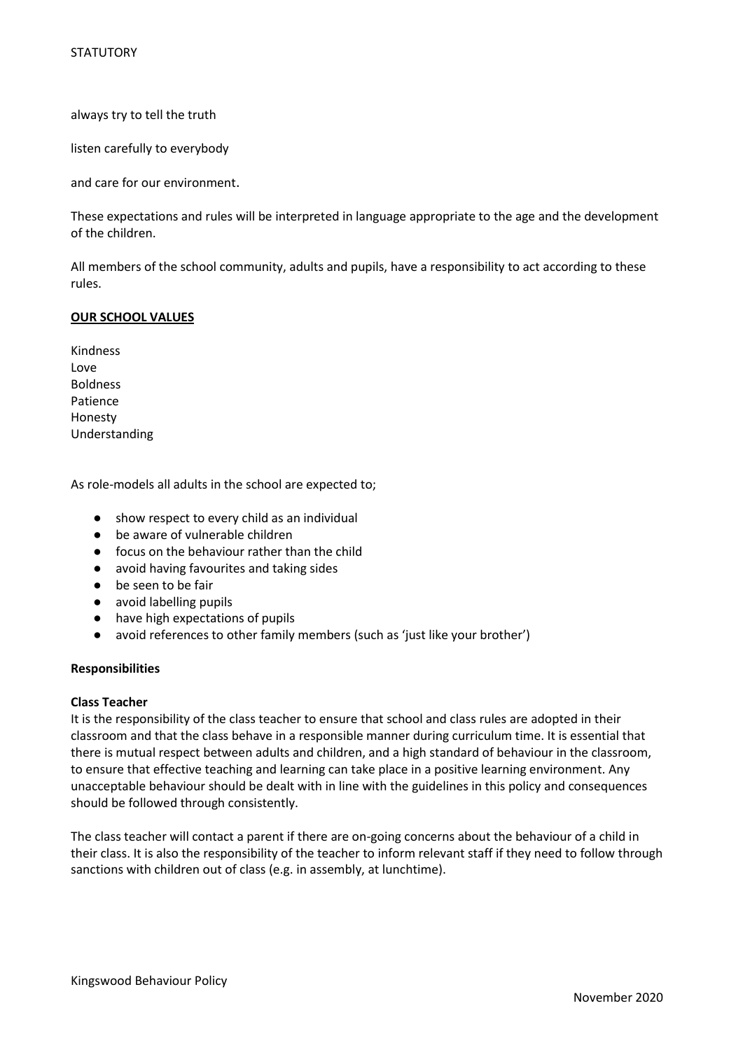always try to tell the truth

listen carefully to everybody

and care for our environment.

These expectations and rules will be interpreted in language appropriate to the age and the development of the children.

All members of the school community, adults and pupils, have a responsibility to act according to these rules.

**OUR SCHOOL VALUES**

Kindness
Love
Boldness
Patience
Honesty
Understanding

As role-models all adults in the school are expected to;

- show respect to every child as an individual
- be aware of vulnerable children
- focus on the behaviour rather than the child
- avoid having favourites and taking sides
- be seen to be fair
- avoid labelling pupils
- have high expectations of pupils
- avoid references to other family members (such as 'just like your brother')

**Responsibilities**

**Class Teacher**
It is the responsibility of the class teacher to ensure that school and class rules are adopted in their classroom and that the class behave in a responsible manner during curriculum time. It is essential that there is mutual respect between adults and children, and a high standard of behaviour in the classroom, to ensure that effective teaching and learning can take place in a positive learning environment. Any unacceptable behaviour should be dealt with in line with the guidelines in this policy and consequences should be followed through consistently.

The class teacher will contact a parent if there are on-going concerns about the behaviour of a child in their class. It is also the responsibility of the teacher to inform relevant staff if they need to follow through sanctions with children out of class (e.g. in assembly, at lunchtime).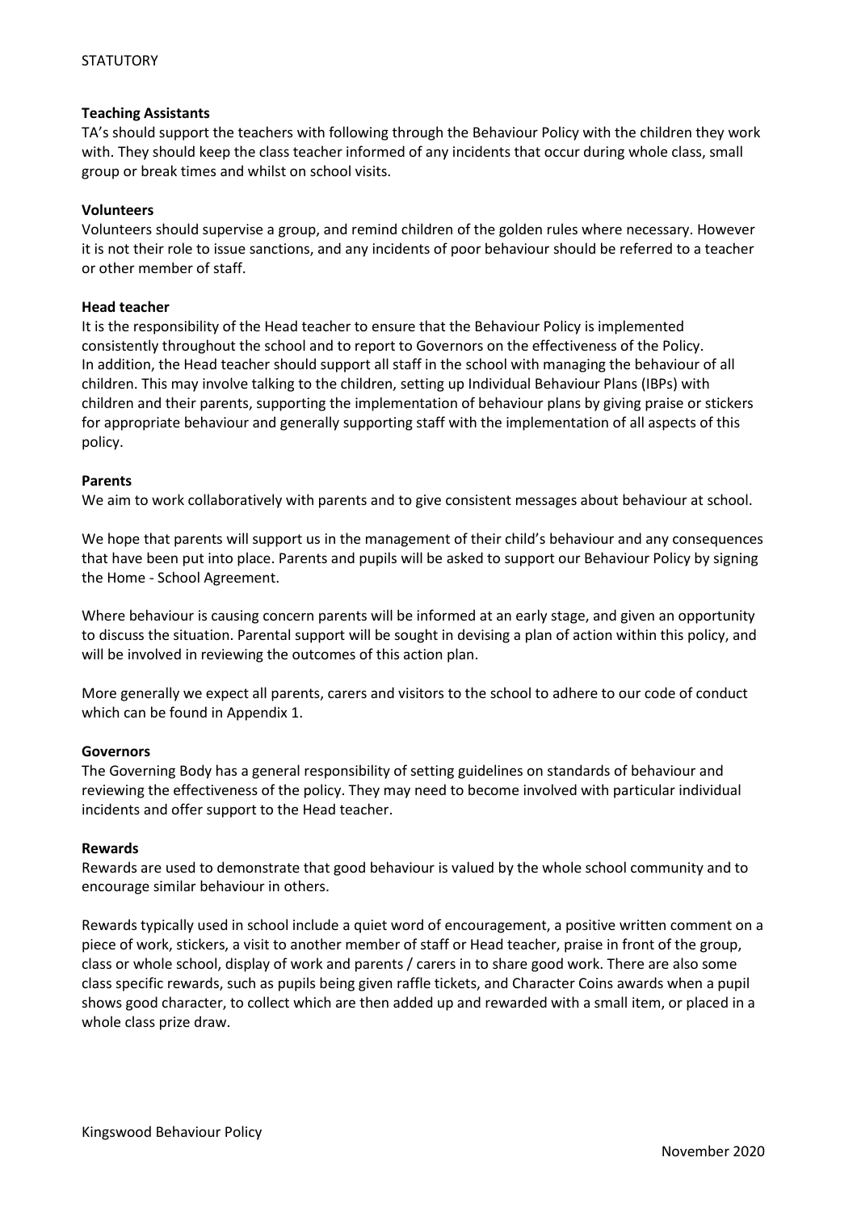**Teaching Assistants**

TA's should support the teachers with following through the Behaviour Policy with the children they work with. They should keep the class teacher informed of any incidents that occur during whole class, small group or break times and whilst on school visits.

**Volunteers**

Volunteers should supervise a group, and remind children of the golden rules where necessary. However it is not their role to issue sanctions, and any incidents of poor behaviour should be referred to a teacher or other member of staff.

**Head teacher**

It is the responsibility of the Head teacher to ensure that the Behaviour Policy is implemented consistently throughout the school and to report to Governors on the effectiveness of the Policy. In addition, the Head teacher should support all staff in the school with managing the behaviour of all children. This may involve talking to the children, setting up Individual Behaviour Plans (IBPs) with children and their parents, supporting the implementation of behaviour plans by giving praise or stickers for appropriate behaviour and generally supporting staff with the implementation of all aspects of this policy.

**Parents**

We aim to work collaboratively with parents and to give consistent messages about behaviour at school.

We hope that parents will support us in the management of their child's behaviour and any consequences that have been put into place. Parents and pupils will be asked to support our Behaviour Policy by signing the Home - School Agreement.

Where behaviour is causing concern parents will be informed at an early stage, and given an opportunity to discuss the situation. Parental support will be sought in devising a plan of action within this policy, and will be involved in reviewing the outcomes of this action plan.

More generally we expect all parents, carers and visitors to the school to adhere to our code of conduct which can be found in Appendix 1.

**Governors**

The Governing Body has a general responsibility of setting guidelines on standards of behaviour and reviewing the effectiveness of the policy. They may need to become involved with particular individual incidents and offer support to the Head teacher.

**Rewards**

Rewards are used to demonstrate that good behaviour is valued by the whole school community and to encourage similar behaviour in others.

Rewards typically used in school include a quiet word of encouragement, a positive written comment on a piece of work, stickers, a visit to another member of staff or Head teacher, praise in front of the group, class or whole school, display of work and parents / carers in to share good work. There are also some class specific rewards, such as pupils being given raffle tickets, and Character Coins awards when a pupil shows good character, to collect which are then added up and rewarded with a small item, or placed in a whole class prize draw.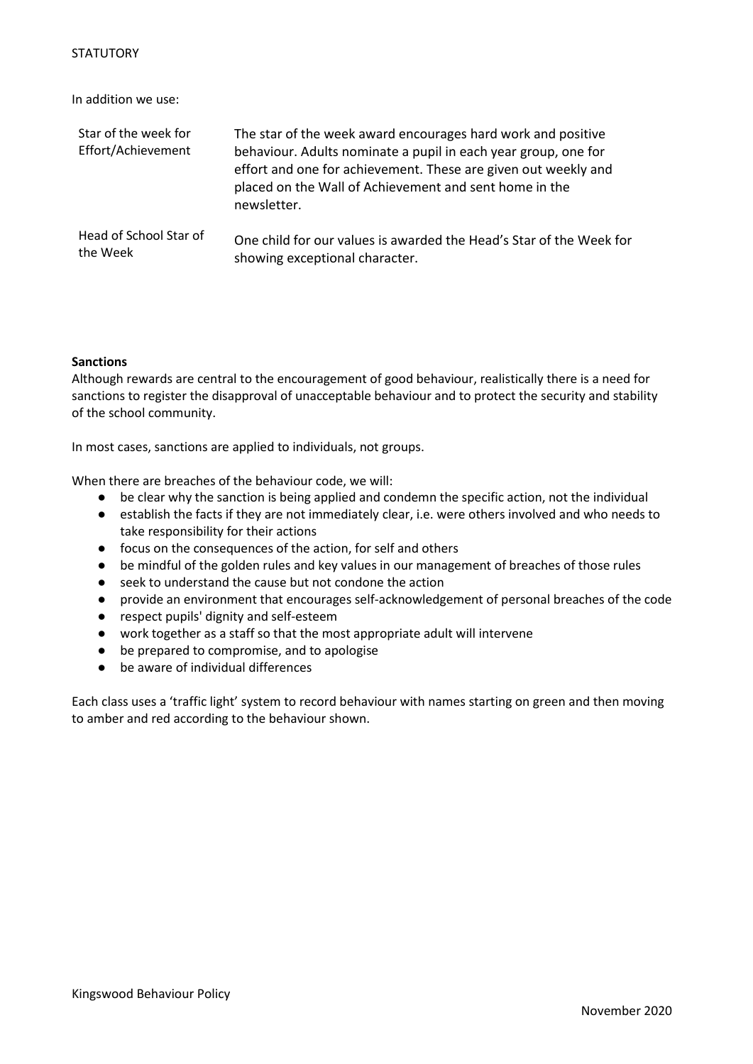In addition we use:

| | |
|---|---|
| Star of the week for Effort/Achievement | The star of the week award encourages hard work and positive behaviour. Adults nominate a pupil in each year group, one for effort and one for achievement. These are given out weekly and placed on the Wall of Achievement and sent home in the newsletter. |
| Head of School Star of the Week | One child for our values is awarded the Head's Star of the Week for showing exceptional character. |

**Sanctions**

Although rewards are central to the encouragement of good behaviour, realistically there is a need for sanctions to register the disapproval of unacceptable behaviour and to protect the security and stability of the school community.

In most cases, sanctions are applied to individuals, not groups.

When there are breaches of the behaviour code, we will:

- be clear why the sanction is being applied and condemn the specific action, not the individual
- establish the facts if they are not immediately clear, i.e. were others involved and who needs to take responsibility for their actions
- focus on the consequences of the action, for self and others
- be mindful of the golden rules and key values in our management of breaches of those rules
- seek to understand the cause but not condone the action
- provide an environment that encourages self-acknowledgement of personal breaches of the code
- respect pupils' dignity and self-esteem
- work together as a staff so that the most appropriate adult will intervene
- be prepared to compromise, and to apologise
- be aware of individual differences

Each class uses a 'traffic light' system to record behaviour with names starting on green and then moving to amber and red according to the behaviour shown.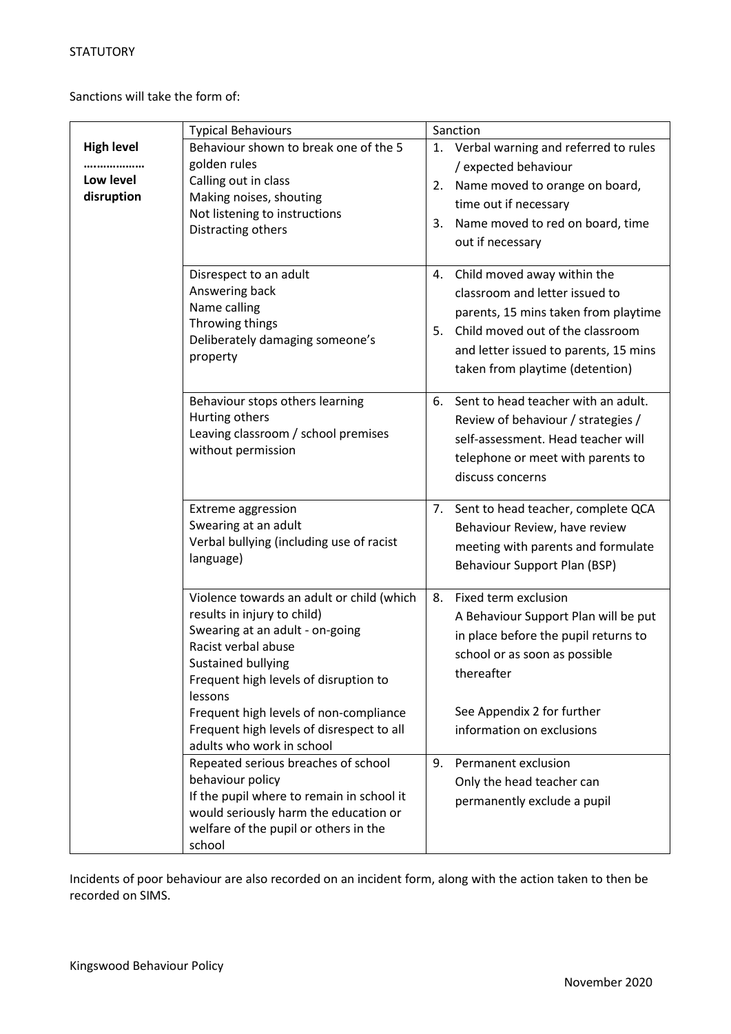STATUTORY

Sanctions will take the form of:

| | Typical Behaviours | Sanction |
|---|---|---|
| **High level ……………… Low level disruption** | Behaviour shown to break one of the 5 golden rules<br>Calling out in class<br>Making noises, shouting<br>Not listening to instructions<br>Distracting others | 1. Verbal warning and referred to rules / expected behaviour<br>2. Name moved to orange on board, time out if necessary<br>3. Name moved to red on board, time out if necessary |
| | Disrespect to an adult<br>Answering back<br>Name calling<br>Throwing things<br>Deliberately damaging someone's property | 4. Child moved away within the classroom and letter issued to parents, 15 mins taken from playtime<br>5. Child moved out of the classroom and letter issued to parents, 15 mins taken from playtime (detention) |
| | Behaviour stops others learning<br>Hurting others<br>Leaving classroom / school premises without permission | 6. Sent to head teacher with an adult. Review of behaviour / strategies / self-assessment. Head teacher will telephone or meet with parents to discuss concerns |
| | Extreme aggression<br>Swearing at an adult<br>Verbal bullying (including use of racist language) | 7. Sent to head teacher, complete QCA Behaviour Review, have review meeting with parents and formulate Behaviour Support Plan (BSP) |
| | Violence towards an adult or child (which results in injury to child)<br>Swearing at an adult - on-going<br>Racist verbal abuse<br>Sustained bullying<br>Frequent high levels of disruption to lessons<br>Frequent high levels of non-compliance<br>Frequent high levels of disrespect to all adults who work in school | 8. Fixed term exclusion<br>A Behaviour Support Plan will be put in place before the pupil returns to school or as soon as possible thereafter<br><br>See Appendix 2 for further information on exclusions |
| | Repeated serious breaches of school behaviour policy<br>If the pupil where to remain in school it would seriously harm the education or welfare of the pupil or others in the school | 9. Permanent exclusion<br>Only the head teacher can permanently exclude a pupil |

Incidents of poor behaviour are also recorded on an incident form, along with the action taken to then be recorded on SIMS.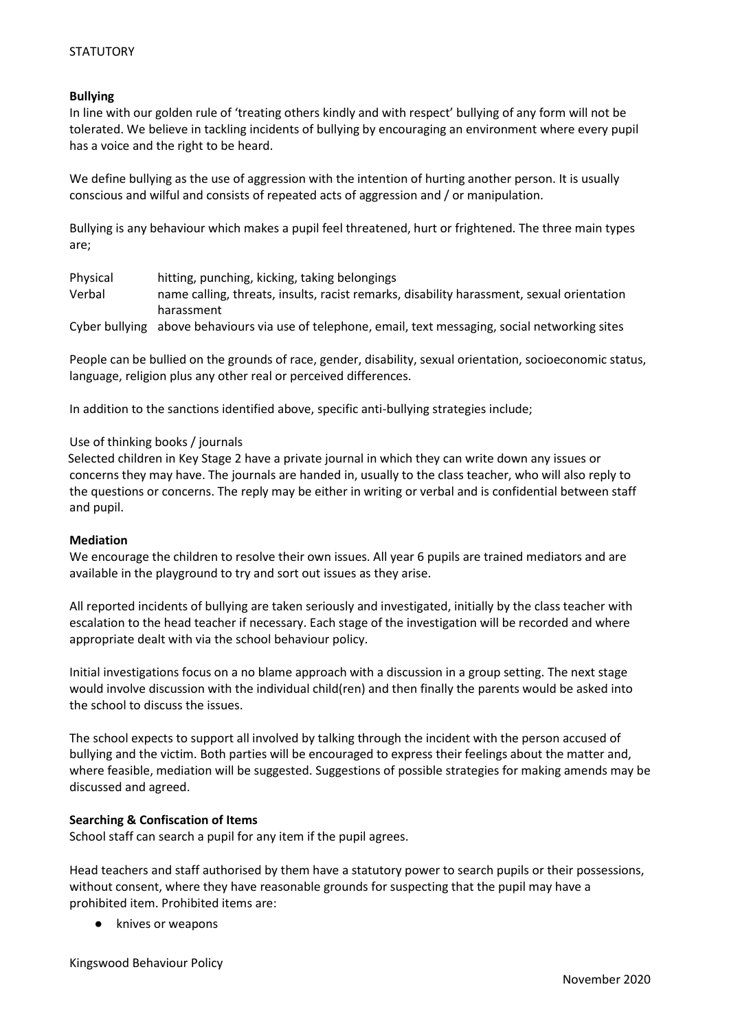STATUTORY

**Bullying**

In line with our golden rule of 'treating others kindly and with respect' bullying of any form will not be tolerated. We believe in tackling incidents of bullying by encouraging an environment where every pupil has a voice and the right to be heard.

We define bullying as the use of aggression with the intention of hurting another person. It is usually conscious and wilful and consists of repeated acts of aggression and / or manipulation.

Bullying is any behaviour which makes a pupil feel threatened, hurt or frightened. The three main types are;

| | |
|---|---|
| Physical | hitting, punching, kicking, taking belongings |
| Verbal | name calling, threats, insults, racist remarks, disability harassment, sexual orientation harassment |
| Cyber bullying | above behaviours via use of telephone, email, text messaging, social networking sites |

People can be bullied on the grounds of race, gender, disability, sexual orientation, socioeconomic status, language, religion plus any other real or perceived differences.

In addition to the sanctions identified above, specific anti-bullying strategies include;

Use of thinking books / journals

Selected children in Key Stage 2 have a private journal in which they can write down any issues or concerns they may have. The journals are handed in, usually to the class teacher, who will also reply to the questions or concerns. The reply may be either in writing or verbal and is confidential between staff and pupil.

**Mediation**

We encourage the children to resolve their own issues. All year 6 pupils are trained mediators and are available in the playground to try and sort out issues as they arise.

All reported incidents of bullying are taken seriously and investigated, initially by the class teacher with escalation to the head teacher if necessary. Each stage of the investigation will be recorded and where appropriate dealt with via the school behaviour policy.

Initial investigations focus on a no blame approach with a discussion in a group setting. The next stage would involve discussion with the individual child(ren) and then finally the parents would be asked into the school to discuss the issues.

The school expects to support all involved by talking through the incident with the person accused of bullying and the victim. Both parties will be encouraged to express their feelings about the matter and, where feasible, mediation will be suggested. Suggestions of possible strategies for making amends may be discussed and agreed.

**Searching & Confiscation of Items**

School staff can search a pupil for any item if the pupil agrees.

Head teachers and staff authorised by them have a statutory power to search pupils or their possessions, without consent, where they have reasonable grounds for suspecting that the pupil may have a prohibited item. Prohibited items are:

- knives or weapons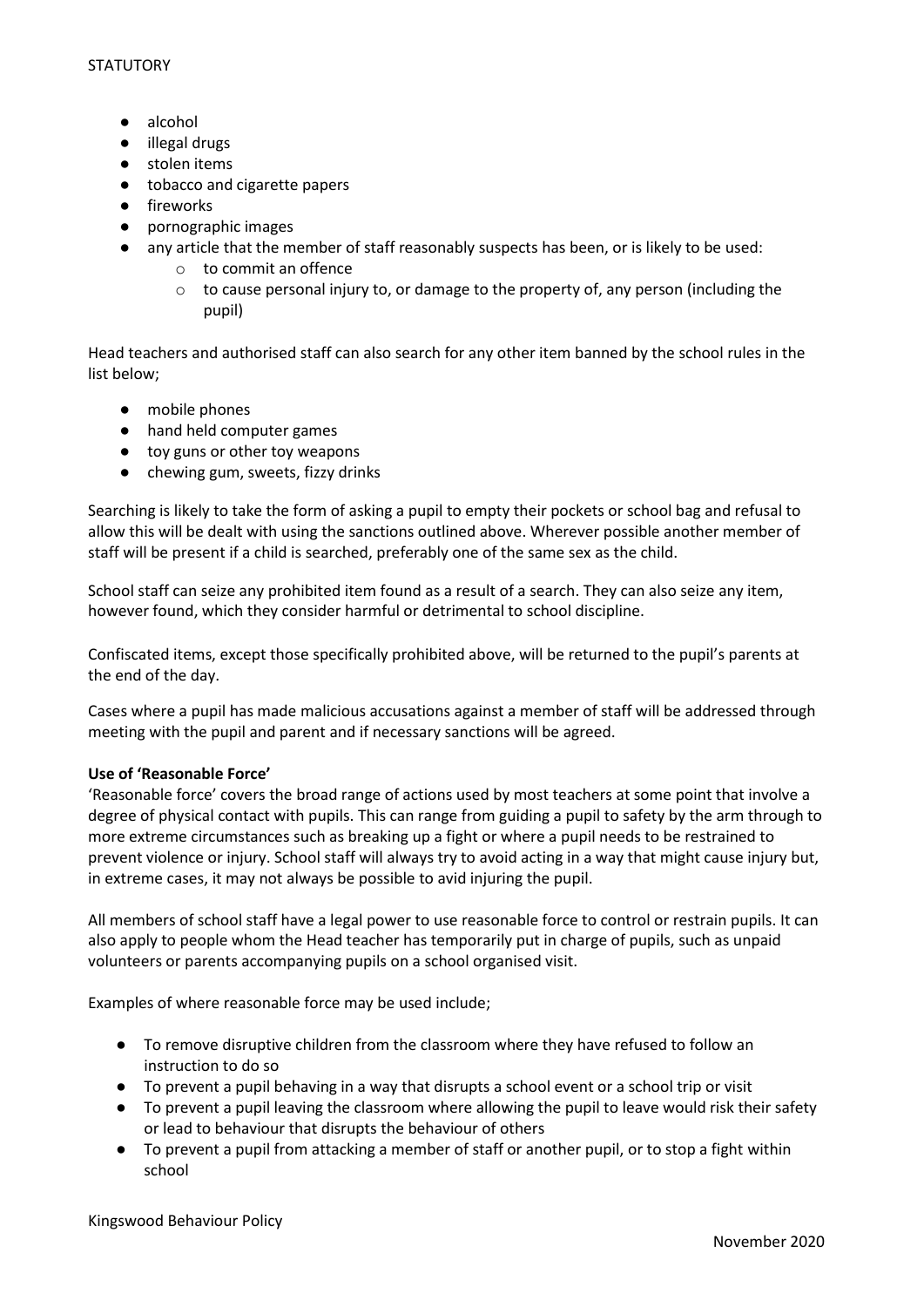- alcohol
- illegal drugs
- stolen items
- tobacco and cigarette papers
- fireworks
- pornographic images
- any article that the member of staff reasonably suspects has been, or is likely to be used:
    - to commit an offence
    - to cause personal injury to, or damage to the property of, any person (including the pupil)

Head teachers and authorised staff can also search for any other item banned by the school rules in the list below;

- mobile phones
- hand held computer games
- toy guns or other toy weapons
- chewing gum, sweets, fizzy drinks

Searching is likely to take the form of asking a pupil to empty their pockets or school bag and refusal to allow this will be dealt with using the sanctions outlined above. Wherever possible another member of staff will be present if a child is searched, preferably one of the same sex as the child.

School staff can seize any prohibited item found as a result of a search. They can also seize any item, however found, which they consider harmful or detrimental to school discipline.

Confiscated items, except those specifically prohibited above, will be returned to the pupil's parents at the end of the day.

Cases where a pupil has made malicious accusations against a member of staff will be addressed through meeting with the pupil and parent and if necessary sanctions will be agreed.

**Use of 'Reasonable Force'**

'Reasonable force' covers the broad range of actions used by most teachers at some point that involve a degree of physical contact with pupils. This can range from guiding a pupil to safety by the arm through to more extreme circumstances such as breaking up a fight or where a pupil needs to be restrained to prevent violence or injury. School staff will always try to avoid acting in a way that might cause injury but, in extreme cases, it may not always be possible to avid injuring the pupil.

All members of school staff have a legal power to use reasonable force to control or restrain pupils. It can also apply to people whom the Head teacher has temporarily put in charge of pupils, such as unpaid volunteers or parents accompanying pupils on a school organised visit.

Examples of where reasonable force may be used include;

- To remove disruptive children from the classroom where they have refused to follow an instruction to do so
- To prevent a pupil behaving in a way that disrupts a school event or a school trip or visit
- To prevent a pupil leaving the classroom where allowing the pupil to leave would risk their safety or lead to behaviour that disrupts the behaviour of others
- To prevent a pupil from attacking a member of staff or another pupil, or to stop a fight within school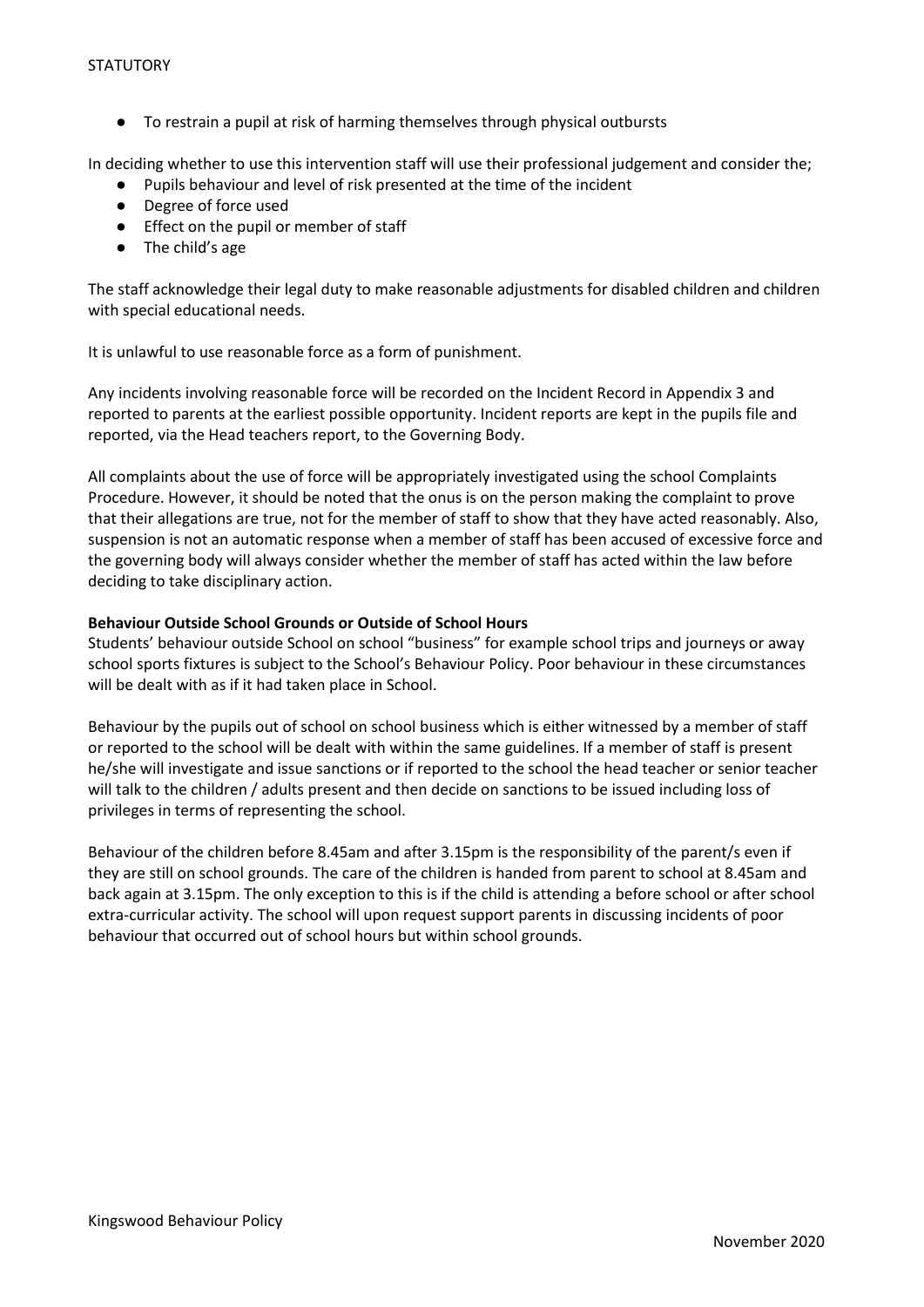- To restrain a pupil at risk of harming themselves through physical outbursts

In deciding whether to use this intervention staff will use their professional judgement and consider the;

- Pupils behaviour and level of risk presented at the time of the incident
- Degree of force used
- Effect on the pupil or member of staff
- The child's age

The staff acknowledge their legal duty to make reasonable adjustments for disabled children and children with special educational needs.

It is unlawful to use reasonable force as a form of punishment.

Any incidents involving reasonable force will be recorded on the Incident Record in Appendix 3 and reported to parents at the earliest possible opportunity. Incident reports are kept in the pupils file and reported, via the Head teachers report, to the Governing Body.

All complaints about the use of force will be appropriately investigated using the school Complaints Procedure. However, it should be noted that the onus is on the person making the complaint to prove that their allegations are true, not for the member of staff to show that they have acted reasonably. Also, suspension is not an automatic response when a member of staff has been accused of excessive force and the governing body will always consider whether the member of staff has acted within the law before deciding to take disciplinary action.

**Behaviour Outside School Grounds or Outside of School Hours**

Students' behaviour outside School on school "business" for example school trips and journeys or away school sports fixtures is subject to the School's Behaviour Policy. Poor behaviour in these circumstances will be dealt with as if it had taken place in School.

Behaviour by the pupils out of school on school business which is either witnessed by a member of staff or reported to the school will be dealt with within the same guidelines. If a member of staff is present he/she will investigate and issue sanctions or if reported to the school the head teacher or senior teacher will talk to the children / adults present and then decide on sanctions to be issued including loss of privileges in terms of representing the school.

Behaviour of the children before 8.45am and after 3.15pm is the responsibility of the parent/s even if they are still on school grounds. The care of the children is handed from parent to school at 8.45am and back again at 3.15pm. The only exception to this is if the child is attending a before school or after school extra-curricular activity. The school will upon request support parents in discussing incidents of poor behaviour that occurred out of school hours but within school grounds.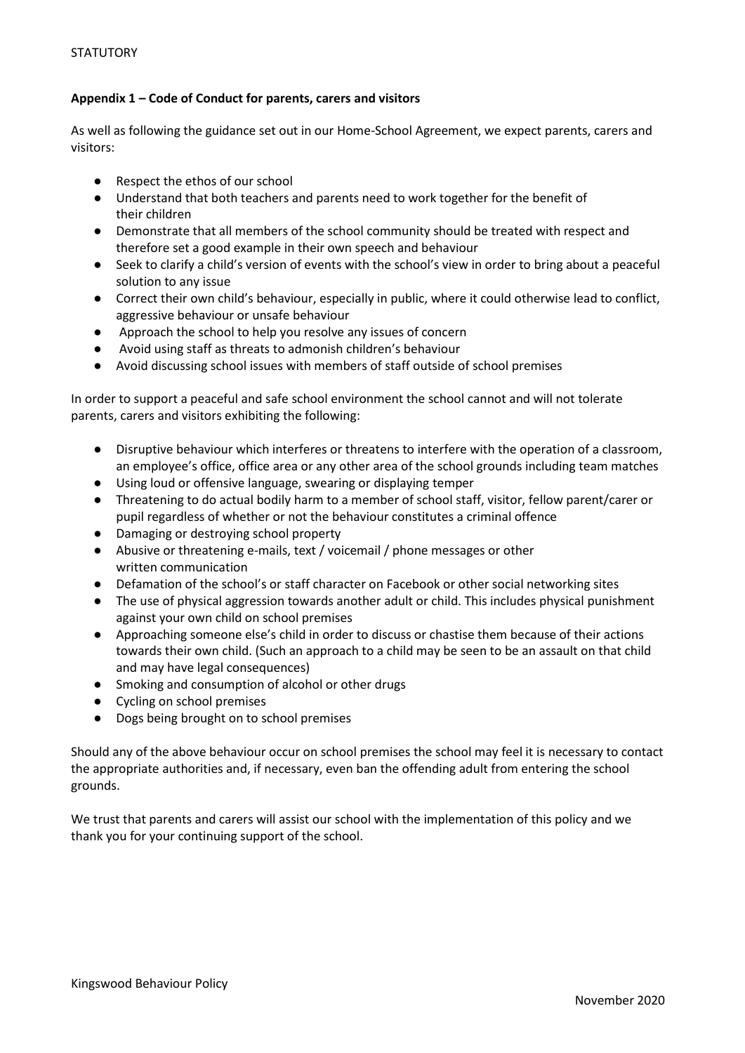**Appendix 1 – Code of Conduct for parents, carers and visitors**

As well as following the guidance set out in our Home-School Agreement, we expect parents, carers and visitors:

- Respect the ethos of our school
- Understand that both teachers and parents need to work together for the benefit of their children
- Demonstrate that all members of the school community should be treated with respect and therefore set a good example in their own speech and behaviour
- Seek to clarify a child's version of events with the school's view in order to bring about a peaceful solution to any issue
- Correct their own child's behaviour, especially in public, where it could otherwise lead to conflict, aggressive behaviour or unsafe behaviour
- Approach the school to help you resolve any issues of concern
- Avoid using staff as threats to admonish children's behaviour
- Avoid discussing school issues with members of staff outside of school premises

In order to support a peaceful and safe school environment the school cannot and will not tolerate parents, carers and visitors exhibiting the following:

- Disruptive behaviour which interferes or threatens to interfere with the operation of a classroom, an employee's office, office area or any other area of the school grounds including team matches
- Using loud or offensive language, swearing or displaying temper
- Threatening to do actual bodily harm to a member of school staff, visitor, fellow parent/carer or pupil regardless of whether or not the behaviour constitutes a criminal offence
- Damaging or destroying school property
- Abusive or threatening e-mails, text / voicemail / phone messages or other written communication
- Defamation of the school's or staff character on Facebook or other social networking sites
- The use of physical aggression towards another adult or child. This includes physical punishment against your own child on school premises
- Approaching someone else's child in order to discuss or chastise them because of their actions towards their own child. (Such an approach to a child may be seen to be an assault on that child and may have legal consequences)
- Smoking and consumption of alcohol or other drugs
- Cycling on school premises
- Dogs being brought on to school premises

Should any of the above behaviour occur on school premises the school may feel it is necessary to contact the appropriate authorities and, if necessary, even ban the offending adult from entering the school grounds.

We trust that parents and carers will assist our school with the implementation of this policy and we thank you for your continuing support of the school.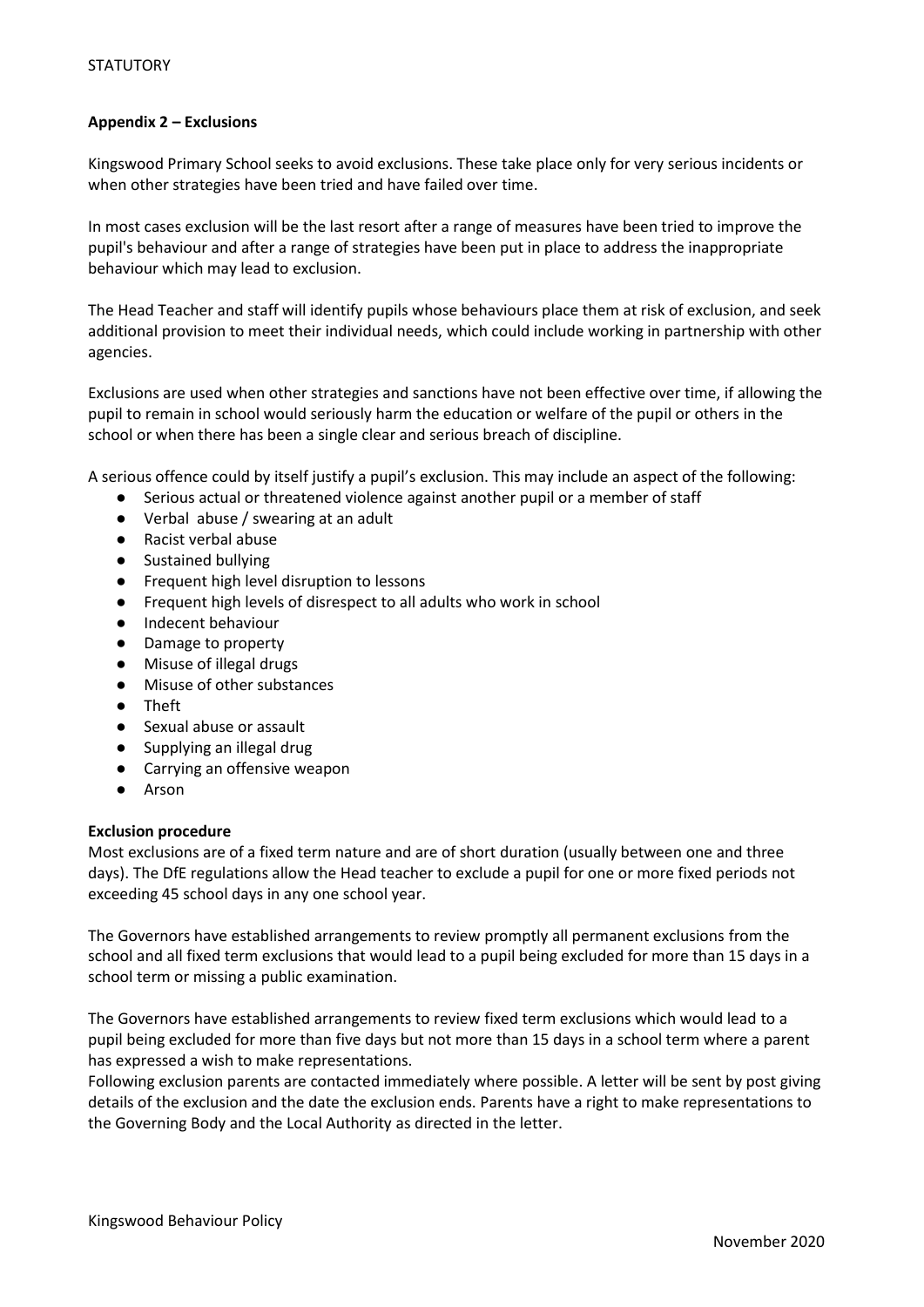**Appendix 2 – Exclusions**

Kingswood Primary School seeks to avoid exclusions. These take place only for very serious incidents or when other strategies have been tried and have failed over time.

In most cases exclusion will be the last resort after a range of measures have been tried to improve the pupil's behaviour and after a range of strategies have been put in place to address the inappropriate behaviour which may lead to exclusion.

The Head Teacher and staff will identify pupils whose behaviours place them at risk of exclusion, and seek additional provision to meet their individual needs, which could include working in partnership with other agencies.

Exclusions are used when other strategies and sanctions have not been effective over time, if allowing the pupil to remain in school would seriously harm the education or welfare of the pupil or others in the school or when there has been a single clear and serious breach of discipline.

A serious offence could by itself justify a pupil's exclusion. This may include an aspect of the following:

- Serious actual or threatened violence against another pupil or a member of staff
- Verbal abuse / swearing at an adult
- Racist verbal abuse
- Sustained bullying
- Frequent high level disruption to lessons
- Frequent high levels of disrespect to all adults who work in school
- Indecent behaviour
- Damage to property
- Misuse of illegal drugs
- Misuse of other substances
- Theft
- Sexual abuse or assault
- Supplying an illegal drug
- Carrying an offensive weapon
- Arson

**Exclusion procedure**

Most exclusions are of a fixed term nature and are of short duration (usually between one and three days). The DfE regulations allow the Head teacher to exclude a pupil for one or more fixed periods not exceeding 45 school days in any one school year.

The Governors have established arrangements to review promptly all permanent exclusions from the school and all fixed term exclusions that would lead to a pupil being excluded for more than 15 days in a school term or missing a public examination.

The Governors have established arrangements to review fixed term exclusions which would lead to a pupil being excluded for more than five days but not more than 15 days in a school term where a parent has expressed a wish to make representations.

Following exclusion parents are contacted immediately where possible. A letter will be sent by post giving details of the exclusion and the date the exclusion ends. Parents have a right to make representations to the Governing Body and the Local Authority as directed in the letter.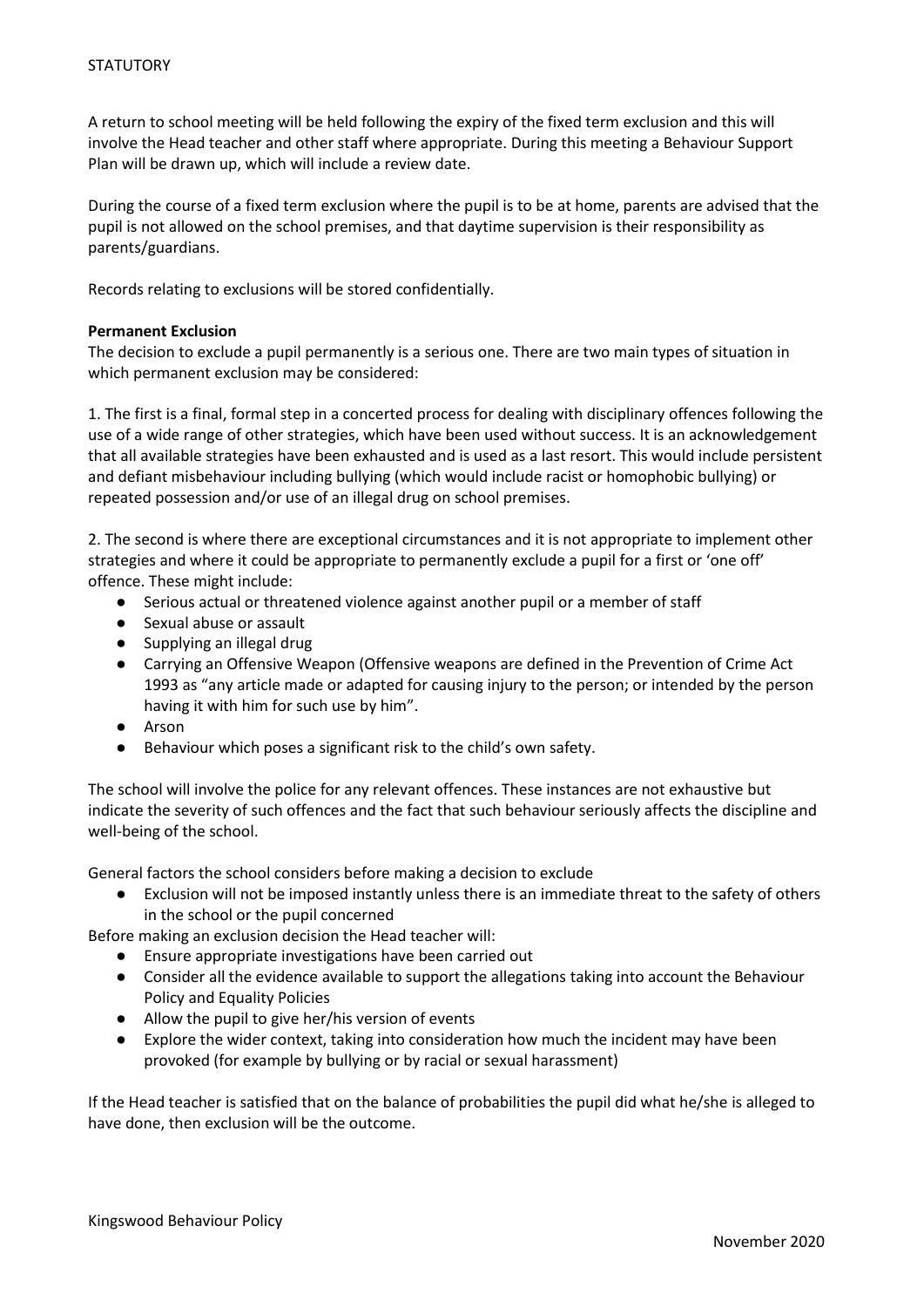A return to school meeting will be held following the expiry of the fixed term exclusion and this will involve the Head teacher and other staff where appropriate. During this meeting a Behaviour Support Plan will be drawn up, which will include a review date.

During the course of a fixed term exclusion where the pupil is to be at home, parents are advised that the pupil is not allowed on the school premises, and that daytime supervision is their responsibility as parents/guardians.

Records relating to exclusions will be stored confidentially.

**Permanent Exclusion**

The decision to exclude a pupil permanently is a serious one. There are two main types of situation in which permanent exclusion may be considered:

1. The first is a final, formal step in a concerted process for dealing with disciplinary offences following the use of a wide range of other strategies, which have been used without success. It is an acknowledgement that all available strategies have been exhausted and is used as a last resort. This would include persistent and defiant misbehaviour including bullying (which would include racist or homophobic bullying) or repeated possession and/or use of an illegal drug on school premises.

2. The second is where there are exceptional circumstances and it is not appropriate to implement other strategies and where it could be appropriate to permanently exclude a pupil for a first or 'one off' offence. These might include:

- Serious actual or threatened violence against another pupil or a member of staff
- Sexual abuse or assault
- Supplying an illegal drug
- Carrying an Offensive Weapon (Offensive weapons are defined in the Prevention of Crime Act 1993 as "any article made or adapted for causing injury to the person; or intended by the person having it with him for such use by him".
- Arson
- Behaviour which poses a significant risk to the child's own safety.

The school will involve the police for any relevant offences. These instances are not exhaustive but indicate the severity of such offences and the fact that such behaviour seriously affects the discipline and well-being of the school.

General factors the school considers before making a decision to exclude

- Exclusion will not be imposed instantly unless there is an immediate threat to the safety of others in the school or the pupil concerned

Before making an exclusion decision the Head teacher will:

- Ensure appropriate investigations have been carried out
- Consider all the evidence available to support the allegations taking into account the Behaviour Policy and Equality Policies
- Allow the pupil to give her/his version of events
- Explore the wider context, taking into consideration how much the incident may have been provoked (for example by bullying or by racial or sexual harassment)

If the Head teacher is satisfied that on the balance of probabilities the pupil did what he/she is alleged to have done, then exclusion will be the outcome.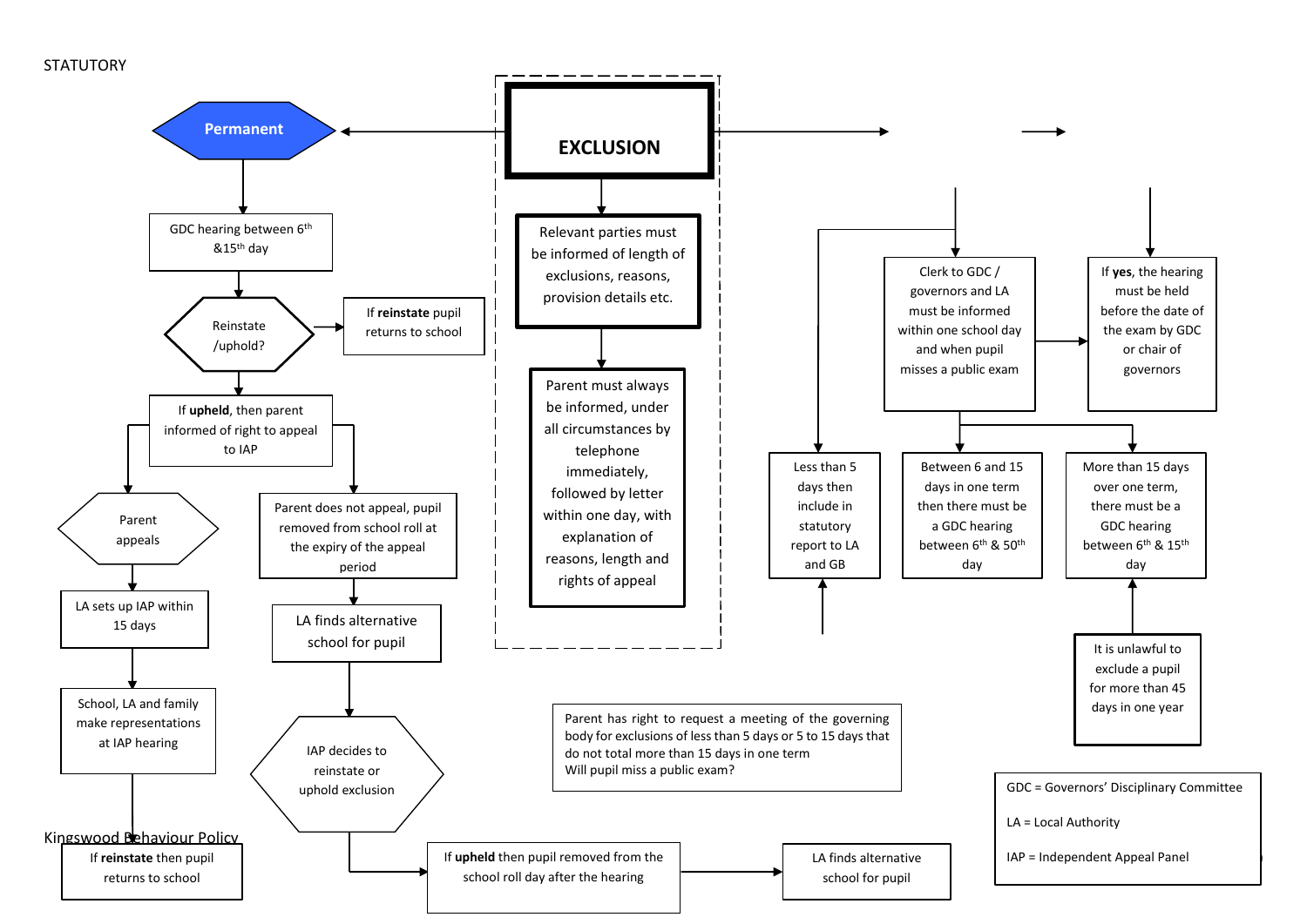STATUTORY

# EXCLUSION

## Permanent

- GDC hearing between 6th &15th day
- Reinstate /uphold?
  - If **reinstate** pupil returns to school
  - If **upheld**, then parent informed of right to appeal to IAP
    - Parent appeals
      - LA sets up IAP within 15 days
      - School, LA and family make representations at IAP hearing
      - IAP decides to reinstate or uphold exclusion
        - If **reinstate** then pupil returns to school
        - If **upheld** then pupil removed from the school roll day after the hearing
          - LA finds alternative school for pupil
    - Parent does not appeal, pupil removed from school roll at the expiry of the appeal period
      - LA finds alternative school for pupil

## Exclusion

- Relevant parties must be informed of length of exclusions, reasons, provision details etc.
- Parent must always be informed, under all circumstances by telephone immediately, followed by letter within one day, with explanation of reasons, length and rights of appeal

## Fixed term

- Clerk to GDC / governors and LA must be informed within one school day and when pupil misses a public exam
  - If **yes**, the hearing must be held before the date of the exam by GDC or chair of governors
- Less than 5 days then include in statutory report to LA and GB
- Between 6 and 15 days in one term then there must be a GDC hearing between 6th & 50th day
- More than 15 days over one term, there must be a GDC hearing between 6th & 15th day
  - It is unlawful to exclude a pupil for more than 45 days in one year

Parent has right to request a meeting of the governing body for exclusions of less than 5 days or 5 to 15 days that do not total more than 15 days in one term
Will pupil miss a public exam?

GDC = Governors' Disciplinary Committee

LA = Local Authority

IAP = Independent Appeal Panel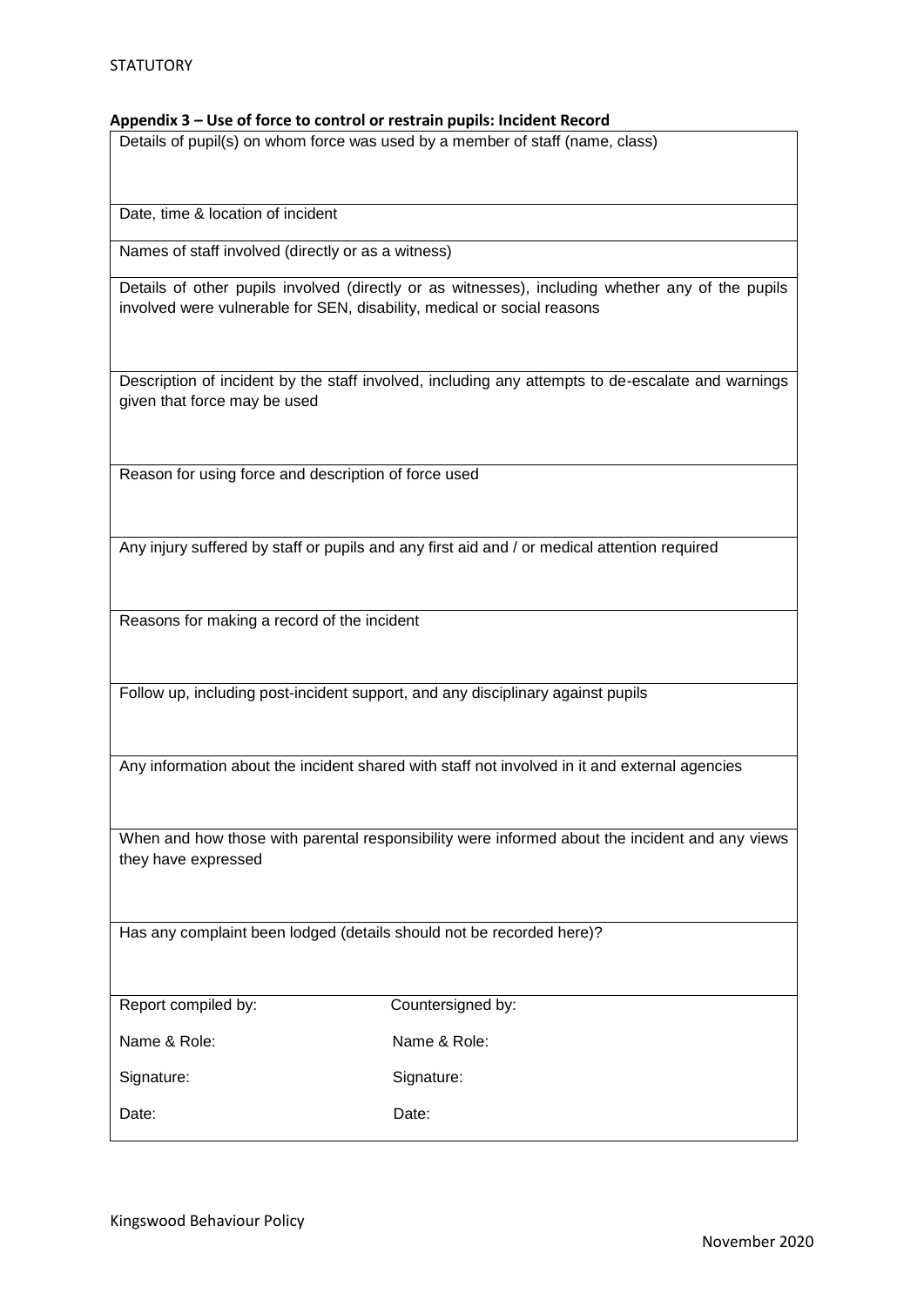**Appendix 3 – Use of force to control or restrain pupils: Incident Record**

| Details of pupil(s) on whom force was used by a member of staff (name, class) | |
|---|---|
| Date, time & location of incident | |
| Names of staff involved (directly or as a witness) | |
| Details of other pupils involved (directly or as witnesses), including whether any of the pupils involved were vulnerable for SEN, disability, medical or social reasons | |
| Description of incident by the staff involved, including any attempts to de-escalate and warnings given that force may be used | |
| Reason for using force and description of force used | |
| Any injury suffered by staff or pupils and any first aid and / or medical attention required | |
| Reasons for making a record of the incident | |
| Follow up, including post-incident support, and any disciplinary against pupils | |
| Any information about the incident shared with staff not involved in it and external agencies | |
| When and how those with parental responsibility were informed about the incident and any views they have expressed | |
| Has any complaint been lodged (details should not be recorded here)? | |
| Report compiled by: | Countersigned by: |
| Name & Role: | Name & Role: |
| Signature: | Signature: |
| Date: | Date: |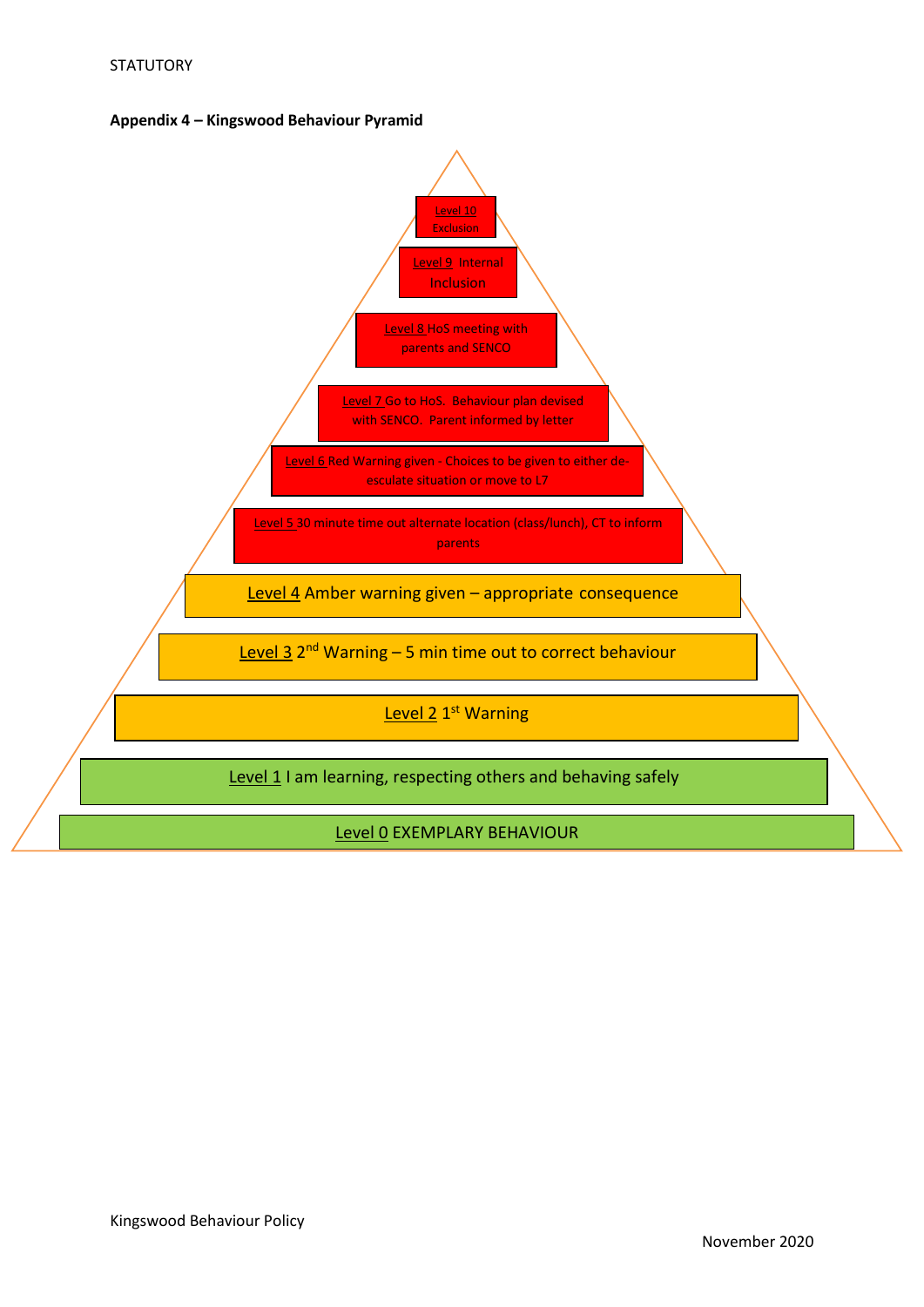**Appendix 4 – Kingswood Behaviour Pyramid**

Level 10 Exclusion

Level 9 Internal Inclusion

Level 8 HoS meeting with parents and SENCO

Level 7 Go to HoS. Behaviour plan devised with SENCO. Parent informed by letter

Level 6 Red Warning given - Choices to be given to either de-esculate situation or move to L7

Level 5 30 minute time out alternate location (class/lunch), CT to inform parents

Level 4 Amber warning given – appropriate consequence

Level 3 2nd Warning – 5 min time out to correct behaviour

Level 2 1st Warning

Level 1 I am learning, respecting others and behaving safely

Level 0 EXEMPLARY BEHAVIOUR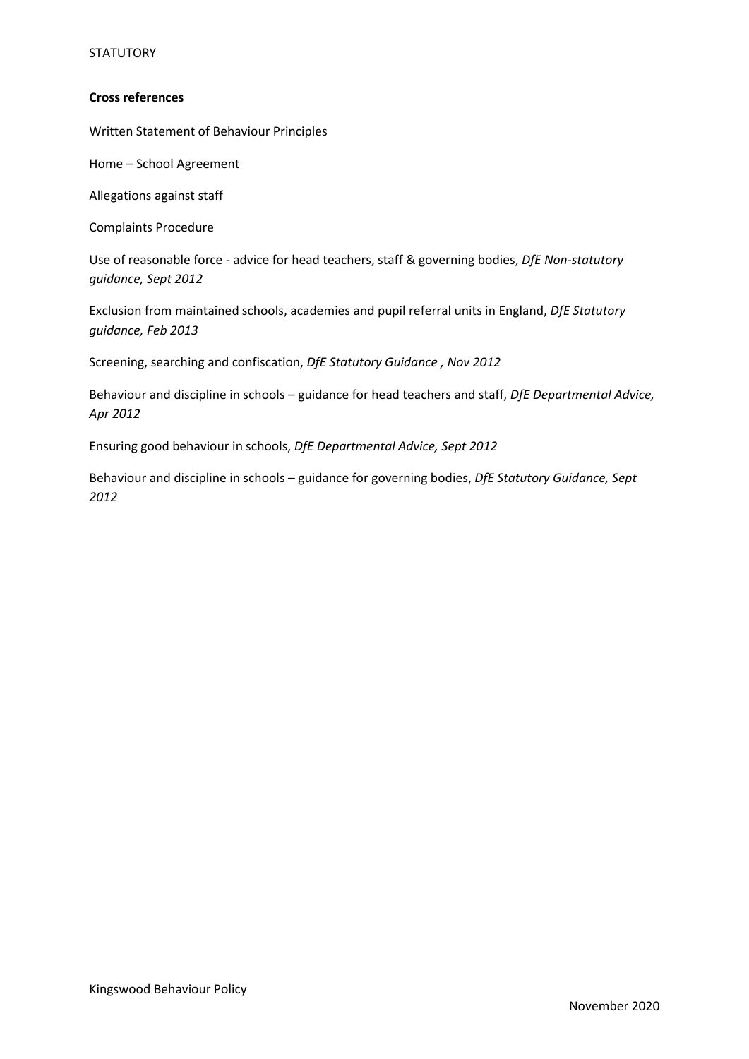**Cross references**

Written Statement of Behaviour Principles

Home – School Agreement

Allegations against staff

Complaints Procedure

Use of reasonable force - advice for head teachers, staff & governing bodies, *DfE Non-statutory guidance, Sept 2012*

Exclusion from maintained schools, academies and pupil referral units in England, *DfE Statutory guidance, Feb 2013*

Screening, searching and confiscation, *DfE Statutory Guidance , Nov 2012*

Behaviour and discipline in schools – guidance for head teachers and staff, *DfE Departmental Advice, Apr 2012*

Ensuring good behaviour in schools, *DfE Departmental Advice, Sept 2012*

Behaviour and discipline in schools – guidance for governing bodies, *DfE Statutory Guidance, Sept 2012*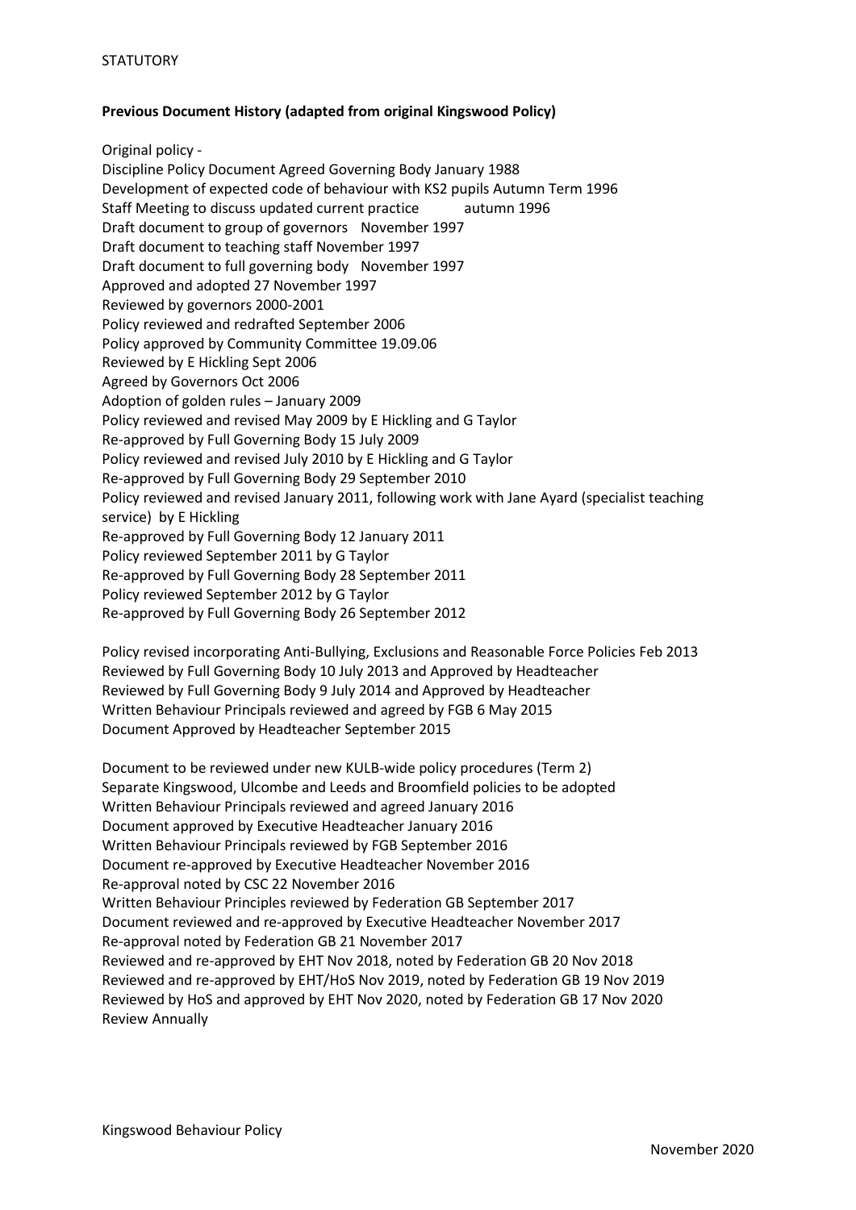STATUTORY

**Previous Document History (adapted from original Kingswood Policy)**

Original policy -
Discipline Policy Document Agreed Governing Body January 1988
Development of expected code of behaviour with KS2 pupils Autumn Term 1996
Staff Meeting to discuss updated current practice autumn 1996
Draft document to group of governors November 1997
Draft document to teaching staff November 1997
Draft document to full governing body November 1997
Approved and adopted 27 November 1997
Reviewed by governors 2000-2001
Policy reviewed and redrafted September 2006
Policy approved by Community Committee 19.09.06
Reviewed by E Hickling Sept 2006
Agreed by Governors Oct 2006
Adoption of golden rules – January 2009
Policy reviewed and revised May 2009 by E Hickling and G Taylor
Re-approved by Full Governing Body 15 July 2009
Policy reviewed and revised July 2010 by E Hickling and G Taylor
Re-approved by Full Governing Body 29 September 2010
Policy reviewed and revised January 2011, following work with Jane Ayard (specialist teaching service) by E Hickling
Re-approved by Full Governing Body 12 January 2011
Policy reviewed September 2011 by G Taylor
Re-approved by Full Governing Body 28 September 2011
Policy reviewed September 2012 by G Taylor
Re-approved by Full Governing Body 26 September 2012

Policy revised incorporating Anti-Bullying, Exclusions and Reasonable Force Policies Feb 2013
Reviewed by Full Governing Body 10 July 2013 and Approved by Headteacher
Reviewed by Full Governing Body 9 July 2014 and Approved by Headteacher
Written Behaviour Principals reviewed and agreed by FGB 6 May 2015
Document Approved by Headteacher September 2015

Document to be reviewed under new KULB-wide policy procedures (Term 2)
Separate Kingswood, Ulcombe and Leeds and Broomfield policies to be adopted
Written Behaviour Principals reviewed and agreed January 2016
Document approved by Executive Headteacher January 2016
Written Behaviour Principals reviewed by FGB September 2016
Document re-approved by Executive Headteacher November 2016
Re-approval noted by CSC 22 November 2016
Written Behaviour Principles reviewed by Federation GB September 2017
Document reviewed and re-approved by Executive Headteacher November 2017
Re-approval noted by Federation GB 21 November 2017
Reviewed and re-approved by EHT Nov 2018, noted by Federation GB 20 Nov 2018
Reviewed and re-approved by EHT/HoS Nov 2019, noted by Federation GB 19 Nov 2019
Reviewed by HoS and approved by EHT Nov 2020, noted by Federation GB 17 Nov 2020
Review Annually